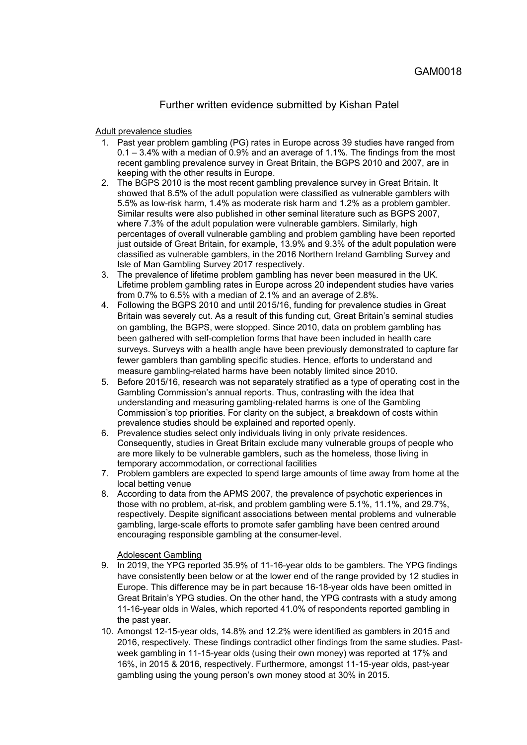GAM0018

# Further written evidence submitted by Kishan Patel

## Adult prevalence studies

1. Past year problem gambling (PG) rates in Europe across 39 studies have ranged from 0.1 – 3.4% with a median of 0.9% and an average of 1.1%. The findings from the most recent gambling prevalence survey in Great Britain, the BGPS 2010 and 2007, are in keeping with the other results in Europe.
2. The BGPS 2010 is the most recent gambling prevalence survey in Great Britain. It showed that 8.5% of the adult population were classified as vulnerable gamblers with 5.5% as low-risk harm, 1.4% as moderate risk harm and 1.2% as a problem gambler. Similar results were also published in other seminal literature such as BGPS 2007, where 7.3% of the adult population were vulnerable gamblers. Similarly, high percentages of overall vulnerable gambling and problem gambling have been reported just outside of Great Britain, for example, 13.9% and 9.3% of the adult population were classified as vulnerable gamblers, in the 2016 Northern Ireland Gambling Survey and Isle of Man Gambling Survey 2017 respectively.
3. The prevalence of lifetime problem gambling has never been measured in the UK. Lifetime problem gambling rates in Europe across 20 independent studies have varies from 0.7% to 6.5% with a median of 2.1% and an average of 2.8%.
4. Following the BGPS 2010 and until 2015/16, funding for prevalence studies in Great Britain was severely cut. As a result of this funding cut, Great Britain's seminal studies on gambling, the BGPS, were stopped. Since 2010, data on problem gambling has been gathered with self-completion forms that have been included in health care surveys. Surveys with a health angle have been previously demonstrated to capture far fewer gamblers than gambling specific studies. Hence, efforts to understand and measure gambling-related harms have been notably limited since 2010.
5. Before 2015/16, research was not separately stratified as a type of operating cost in the Gambling Commission's annual reports. Thus, contrasting with the idea that understanding and measuring gambling-related harms is one of the Gambling Commission's top priorities. For clarity on the subject, a breakdown of costs within prevalence studies should be explained and reported openly.
6. Prevalence studies select only individuals living in only private residences. Consequently, studies in Great Britain exclude many vulnerable groups of people who are more likely to be vulnerable gamblers, such as the homeless, those living in temporary accommodation, or correctional facilities
7. Problem gamblers are expected to spend large amounts of time away from home at the local betting venue
8. According to data from the APMS 2007, the prevalence of psychotic experiences in those with no problem, at-risk, and problem gambling were 5.1%, 11.1%, and 29.7%, respectively. Despite significant associations between mental problems and vulnerable gambling, large-scale efforts to promote safer gambling have been centred around encouraging responsible gambling at the consumer-level.

## Adolescent Gambling

9. In 2019, the YPG reported 35.9% of 11-16-year olds to be gamblers. The YPG findings have consistently been below or at the lower end of the range provided by 12 studies in Europe. This difference may be in part because 16-18-year olds have been omitted in Great Britain's YPG studies. On the other hand, the YPG contrasts with a study among 11-16-year olds in Wales, which reported 41.0% of respondents reported gambling in the past year.
10. Amongst 12-15-year olds, 14.8% and 12.2% were identified as gamblers in 2015 and 2016, respectively. These findings contradict other findings from the same studies. Past-week gambling in 11-15-year olds (using their own money) was reported at 17% and 16%, in 2015 & 2016, respectively. Furthermore, amongst 11-15-year olds, past-year gambling using the young person's own money stood at 30% in 2015.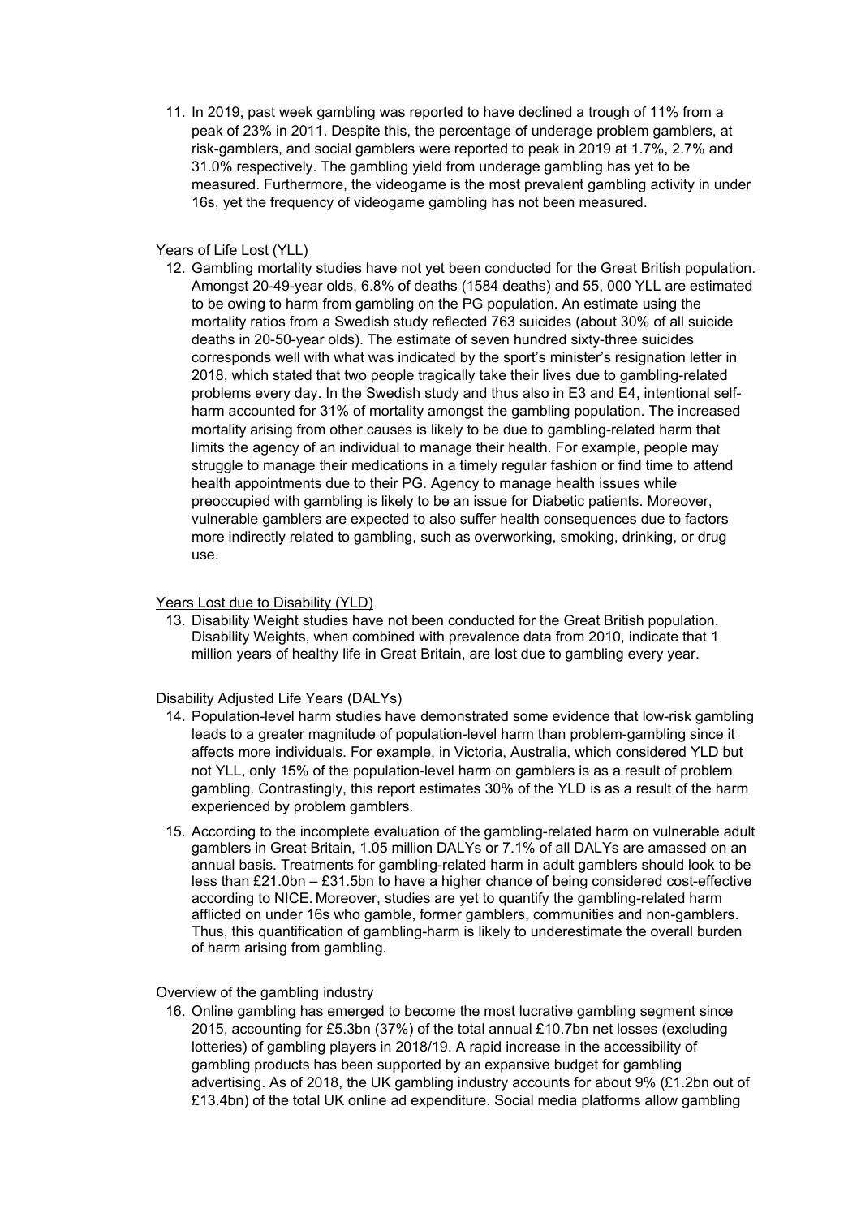11. In 2019, past week gambling was reported to have declined a trough of 11% from a peak of 23% in 2011. Despite this, the percentage of underage problem gamblers, at risk-gamblers, and social gamblers were reported to peak in 2019 at 1.7%, 2.7% and 31.0% respectively. The gambling yield from underage gambling has yet to be measured. Furthermore, the videogame is the most prevalent gambling activity in under 16s, yet the frequency of videogame gambling has not been measured.

<u>Years of Life Lost (YLL)</u>

12. Gambling mortality studies have not yet been conducted for the Great British population. Amongst 20-49-year olds, 6.8% of deaths (1584 deaths) and 55, 000 YLL are estimated to be owing to harm from gambling on the PG population. An estimate using the mortality ratios from a Swedish study reflected 763 suicides (about 30% of all suicide deaths in 20-50-year olds). The estimate of seven hundred sixty-three suicides corresponds well with what was indicated by the sport's minister's resignation letter in 2018, which stated that two people tragically take their lives due to gambling-related problems every day. In the Swedish study and thus also in E3 and E4, intentional self-harm accounted for 31% of mortality amongst the gambling population. The increased mortality arising from other causes is likely to be due to gambling-related harm that limits the agency of an individual to manage their health. For example, people may struggle to manage their medications in a timely regular fashion or find time to attend health appointments due to their PG. Agency to manage health issues while preoccupied with gambling is likely to be an issue for Diabetic patients. Moreover, vulnerable gamblers are expected to also suffer health consequences due to factors more indirectly related to gambling, such as overworking, smoking, drinking, or drug use.

<u>Years Lost due to Disability (YLD)</u>

13. Disability Weight studies have not been conducted for the Great British population. Disability Weights, when combined with prevalence data from 2010, indicate that 1 million years of healthy life in Great Britain, are lost due to gambling every year.

<u>Disability Adjusted Life Years (DALYs)</u>

14. Population-level harm studies have demonstrated some evidence that low-risk gambling leads to a greater magnitude of population-level harm than problem-gambling since it affects more individuals. For example, in Victoria, Australia, which considered YLD but not YLL, only 15% of the population-level harm on gamblers is as a result of problem gambling. Contrastingly, this report estimates 30% of the YLD is as a result of the harm experienced by problem gamblers.

15. According to the incomplete evaluation of the gambling-related harm on vulnerable adult gamblers in Great Britain, 1.05 million DALYs or 7.1% of all DALYs are amassed on an annual basis. Treatments for gambling-related harm in adult gamblers should look to be less than £21.0bn – £31.5bn to have a higher chance of being considered cost-effective according to NICE. Moreover, studies are yet to quantify the gambling-related harm afflicted on under 16s who gamble, former gamblers, communities and non-gamblers. Thus, this quantification of gambling-harm is likely to underestimate the overall burden of harm arising from gambling.

<u>Overview of the gambling industry</u>

16. Online gambling has emerged to become the most lucrative gambling segment since 2015, accounting for £5.3bn (37%) of the total annual £10.7bn net losses (excluding lotteries) of gambling players in 2018/19. A rapid increase in the accessibility of gambling products has been supported by an expansive budget for gambling advertising. As of 2018, the UK gambling industry accounts for about 9% (£1.2bn out of £13.4bn) of the total UK online ad expenditure. Social media platforms allow gambling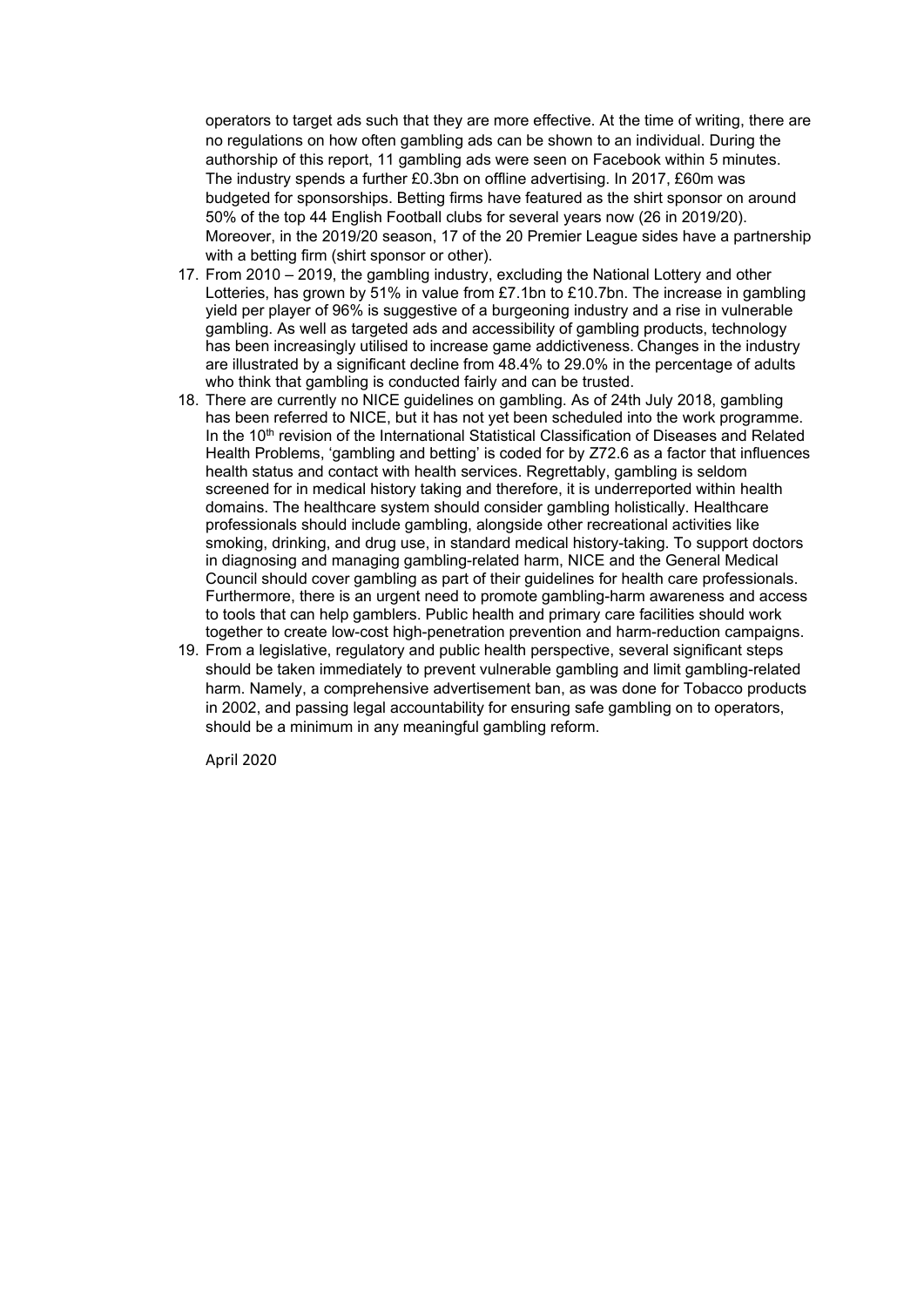operators to target ads such that they are more effective. At the time of writing, there are no regulations on how often gambling ads can be shown to an individual. During the authorship of this report, 11 gambling ads were seen on Facebook within 5 minutes. The industry spends a further £0.3bn on offline advertising. In 2017, £60m was budgeted for sponsorships. Betting firms have featured as the shirt sponsor on around 50% of the top 44 English Football clubs for several years now (26 in 2019/20). Moreover, in the 2019/20 season, 17 of the 20 Premier League sides have a partnership with a betting firm (shirt sponsor or other).

17. From 2010 – 2019, the gambling industry, excluding the National Lottery and other Lotteries, has grown by 51% in value from £7.1bn to £10.7bn. The increase in gambling yield per player of 96% is suggestive of a burgeoning industry and a rise in vulnerable gambling. As well as targeted ads and accessibility of gambling products, technology has been increasingly utilised to increase game addictiveness. Changes in the industry are illustrated by a significant decline from 48.4% to 29.0% in the percentage of adults who think that gambling is conducted fairly and can be trusted.
18. There are currently no NICE guidelines on gambling. As of 24th July 2018, gambling has been referred to NICE, but it has not yet been scheduled into the work programme. In the 10th revision of the International Statistical Classification of Diseases and Related Health Problems, 'gambling and betting' is coded for by Z72.6 as a factor that influences health status and contact with health services. Regrettably, gambling is seldom screened for in medical history taking and therefore, it is underreported within health domains. The healthcare system should consider gambling holistically. Healthcare professionals should include gambling, alongside other recreational activities like smoking, drinking, and drug use, in standard medical history-taking. To support doctors in diagnosing and managing gambling-related harm, NICE and the General Medical Council should cover gambling as part of their guidelines for health care professionals. Furthermore, there is an urgent need to promote gambling-harm awareness and access to tools that can help gamblers. Public health and primary care facilities should work together to create low-cost high-penetration prevention and harm-reduction campaigns.
19. From a legislative, regulatory and public health perspective, several significant steps should be taken immediately to prevent vulnerable gambling and limit gambling-related harm. Namely, a comprehensive advertisement ban, as was done for Tobacco products in 2002, and passing legal accountability for ensuring safe gambling on to operators, should be a minimum in any meaningful gambling reform.

April 2020